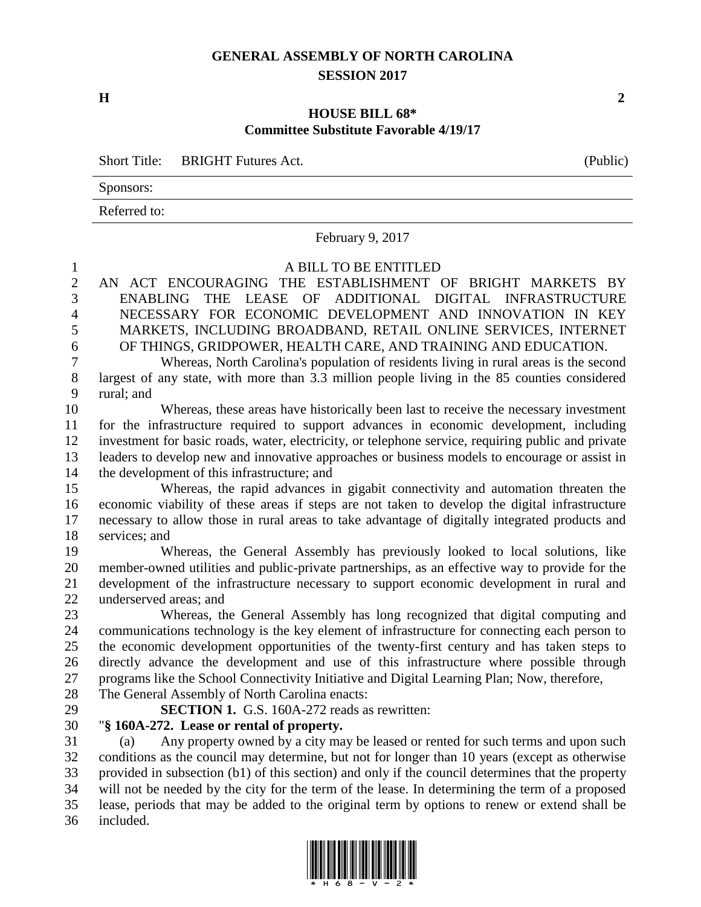# GENERAL ASSEMBLY OF NORTH CAROLINA
## SESSION 2017

**H** **2**

### HOUSE BILL 68*
### Committee Substitute Favorable 4/19/17

Short Title: BRIGHT Futures Act. (Public)

Sponsors:

Referred to:

February 9, 2017

A BILL TO BE ENTITLED

AN ACT ENCOURAGING THE ESTABLISHMENT OF BRIGHT MARKETS BY ENABLING THE LEASE OF ADDITIONAL DIGITAL INFRASTRUCTURE NECESSARY FOR ECONOMIC DEVELOPMENT AND INNOVATION IN KEY MARKETS, INCLUDING BROADBAND, RETAIL ONLINE SERVICES, INTERNET OF THINGS, GRIDPOWER, HEALTH CARE, AND TRAINING AND EDUCATION.

Whereas, North Carolina's population of residents living in rural areas is the second largest of any state, with more than 3.3 million people living in the 85 counties considered rural; and

Whereas, these areas have historically been last to receive the necessary investment for the infrastructure required to support advances in economic development, including investment for basic roads, water, electricity, or telephone service, requiring public and private leaders to develop new and innovative approaches or business models to encourage or assist in the development of this infrastructure; and

Whereas, the rapid advances in gigabit connectivity and automation threaten the economic viability of these areas if steps are not taken to develop the digital infrastructure necessary to allow those in rural areas to take advantage of digitally integrated products and services; and

Whereas, the General Assembly has previously looked to local solutions, like member-owned utilities and public-private partnerships, as an effective way to provide for the development of the infrastructure necessary to support economic development in rural and underserved areas; and

Whereas, the General Assembly has long recognized that digital computing and communications technology is the key element of infrastructure for connecting each person to the economic development opportunities of the twenty-first century and has taken steps to directly advance the development and use of this infrastructure where possible through programs like the School Connectivity Initiative and Digital Learning Plan; Now, therefore,

The General Assembly of North Carolina enacts:

**SECTION 1.** G.S. 160A-272 reads as rewritten:

"**§ 160A-272. Lease or rental of property.**

(a) Any property owned by a city may be leased or rented for such terms and upon such conditions as the council may determine, but not for longer than 10 years (except as otherwise provided in subsection (b1) of this section) and only if the council determines that the property will not be needed by the city for the term of the lease. In determining the term of a proposed lease, periods that may be added to the original term by options to renew or extend shall be included.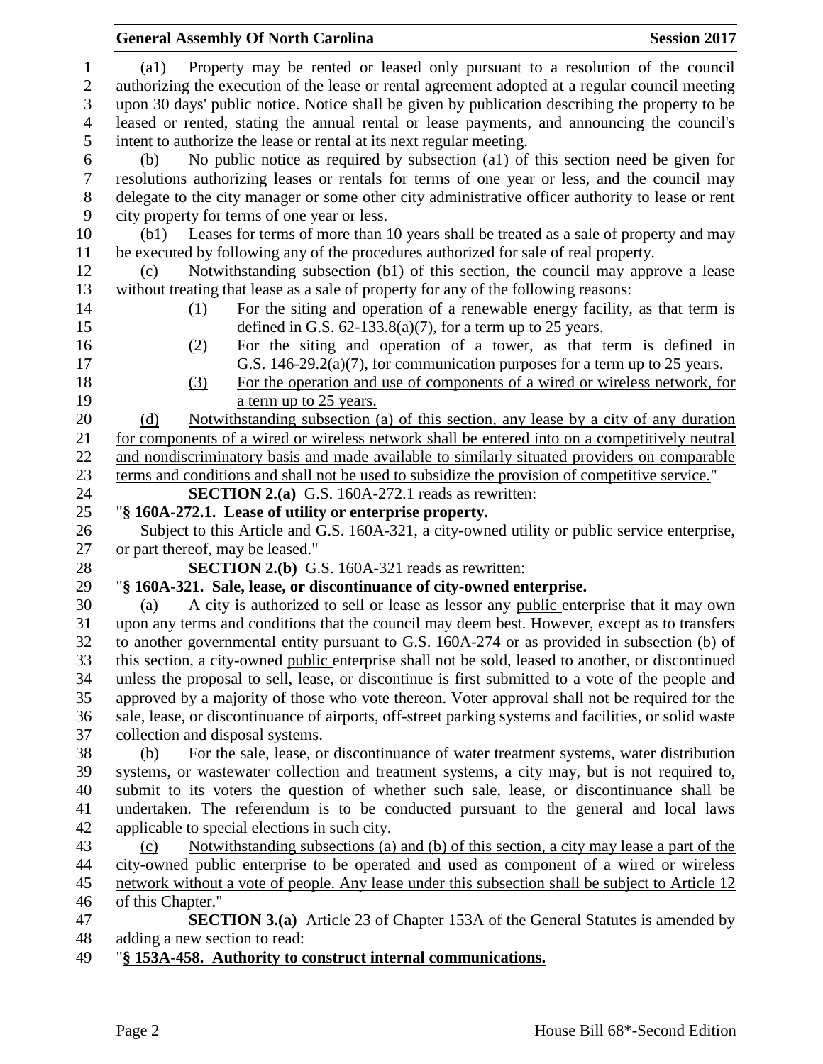(a1) Property may be rented or leased only pursuant to a resolution of the council authorizing the execution of the lease or rental agreement adopted at a regular council meeting upon 30 days' public notice. Notice shall be given by publication describing the property to be leased or rented, stating the annual rental or lease payments, and announcing the council's intent to authorize the lease or rental at its next regular meeting.

(b) No public notice as required by subsection (a1) of this section need be given for resolutions authorizing leases or rentals for terms of one year or less, and the council may delegate to the city manager or some other city administrative officer authority to lease or rent city property for terms of one year or less.

(b1) Leases for terms of more than 10 years shall be treated as a sale of property and may be executed by following any of the procedures authorized for sale of real property.

(c) Notwithstanding subsection (b1) of this section, the council may approve a lease without treating that lease as a sale of property for any of the following reasons:

(1) For the siting and operation of a renewable energy facility, as that term is defined in G.S. 62-133.8(a)(7), for a term up to 25 years.

(2) For the siting and operation of a tower, as that term is defined in G.S. 146-29.2(a)(7), for communication purposes for a term up to 25 years.

<u>(3) For the operation and use of components of a wired or wireless network, for a term up to 25 years.</u>

<u>(d) Notwithstanding subsection (a) of this section, any lease by a city of any duration for components of a wired or wireless network shall be entered into on a competitively neutral and nondiscriminatory basis and made available to similarly situated providers on comparable terms and conditions and shall not be used to subsidize the provision of competitive service.</u>"

**SECTION 2.(a)** G.S. 160A-272.1 reads as rewritten:

"**§ 160A-272.1. Lease of utility or enterprise property.**

Subject to <u>this Article and</u> G.S. 160A-321, a city-owned utility or public service enterprise, or part thereof, may be leased."

**SECTION 2.(b)** G.S. 160A-321 reads as rewritten:

"**§ 160A-321. Sale, lease, or discontinuance of city-owned enterprise.**

(a) A city is authorized to sell or lease as lessor any <u>public</u> enterprise that it may own upon any terms and conditions that the council may deem best. However, except as to transfers to another governmental entity pursuant to G.S. 160A-274 or as provided in subsection (b) of this section, a city-owned <u>public</u> enterprise shall not be sold, leased to another, or discontinued unless the proposal to sell, lease, or discontinue is first submitted to a vote of the people and approved by a majority of those who vote thereon. Voter approval shall not be required for the sale, lease, or discontinuance of airports, off-street parking systems and facilities, or solid waste collection and disposal systems.

(b) For the sale, lease, or discontinuance of water treatment systems, water distribution systems, or wastewater collection and treatment systems, a city may, but is not required to, submit to its voters the question of whether such sale, lease, or discontinuance shall be undertaken. The referendum is to be conducted pursuant to the general and local laws applicable to special elections in such city.

<u>(c) Notwithstanding subsections (a) and (b) of this section, a city may lease a part of the city-owned public enterprise to be operated and used as component of a wired or wireless network without a vote of people. Any lease under this subsection shall be subject to Article 12 of this Chapter.</u>"

**SECTION 3.(a)** Article 23 of Chapter 153A of the General Statutes is amended by adding a new section to read:

"<u>**§ 153A-458. Authority to construct internal communications.**</u>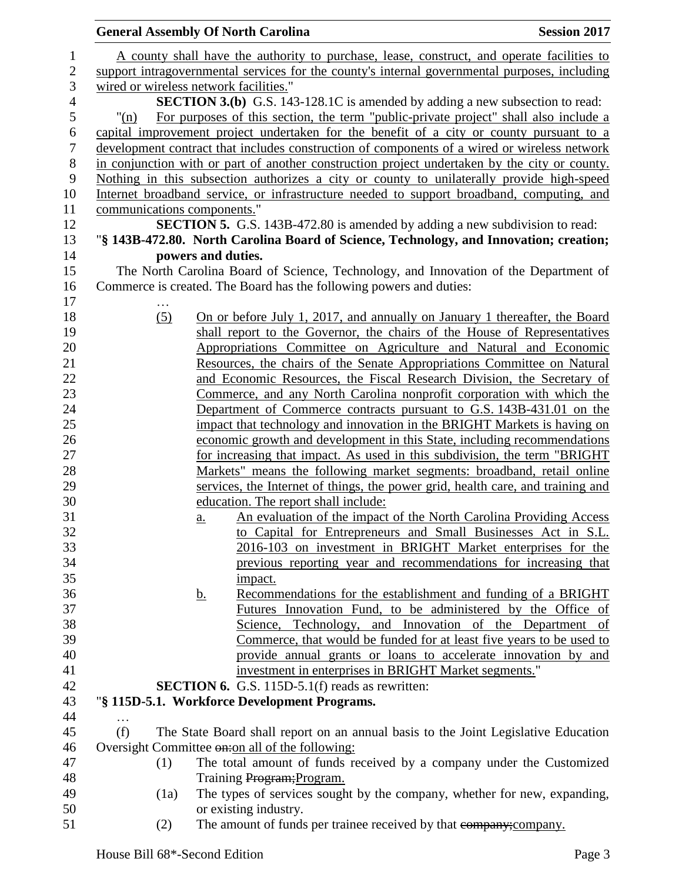A county shall have the authority to purchase, lease, construct, and operate facilities to support intragovernmental services for the county's internal governmental purposes, including wired or wireless network facilities."

**SECTION 3.(b)** G.S. 143-128.1C is amended by adding a new subsection to read:

"(n) For purposes of this section, the term "public-private project" shall also include a capital improvement project undertaken for the benefit of a city or county pursuant to a development contract that includes construction of components of a wired or wireless network in conjunction with or part of another construction project undertaken by the city or county. Nothing in this subsection authorizes a city or county to unilaterally provide high-speed Internet broadband service, or infrastructure needed to support broadband, computing, and communications components."

**SECTION 5.** G.S. 143B-472.80 is amended by adding a new subdivision to read:

"**§ 143B-472.80. North Carolina Board of Science, Technology, and Innovation; creation; powers and duties.**

The North Carolina Board of Science, Technology, and Innovation of the Department of Commerce is created. The Board has the following powers and duties:

…

(5) On or before July 1, 2017, and annually on January 1 thereafter, the Board shall report to the Governor, the chairs of the House of Representatives Appropriations Committee on Agriculture and Natural and Economic Resources, the chairs of the Senate Appropriations Committee on Natural and Economic Resources, the Fiscal Research Division, the Secretary of Commerce, and any North Carolina nonprofit corporation with which the Department of Commerce contracts pursuant to G.S. 143B-431.01 on the impact that technology and innovation in the BRIGHT Markets is having on economic growth and development in this State, including recommendations for increasing that impact. As used in this subdivision, the term "BRIGHT Markets" means the following market segments: broadband, retail online services, the Internet of things, the power grid, health care, and training and education. The report shall include:

a. An evaluation of the impact of the North Carolina Providing Access to Capital for Entrepreneurs and Small Businesses Act in S.L. 2016-103 on investment in BRIGHT Market enterprises for the previous reporting year and recommendations for increasing that impact.

b. Recommendations for the establishment and funding of a BRIGHT Futures Innovation Fund, to be administered by the Office of Science, Technology, and Innovation of the Department of Commerce, that would be funded for at least five years to be used to provide annual grants or loans to accelerate innovation by and investment in enterprises in BRIGHT Market segments."

**SECTION 6.** G.S. 115D-5.1(f) reads as rewritten:

"**§ 115D-5.1. Workforce Development Programs.**

…

(f) The State Board shall report on an annual basis to the Joint Legislative Education Oversight Committee ~~on:~~on all of the following:

(1) The total amount of funds received by a company under the Customized Training ~~Program;~~Program.

(1a) The types of services sought by the company, whether for new, expanding, or existing industry.

(2) The amount of funds per trainee received by that ~~company;~~company.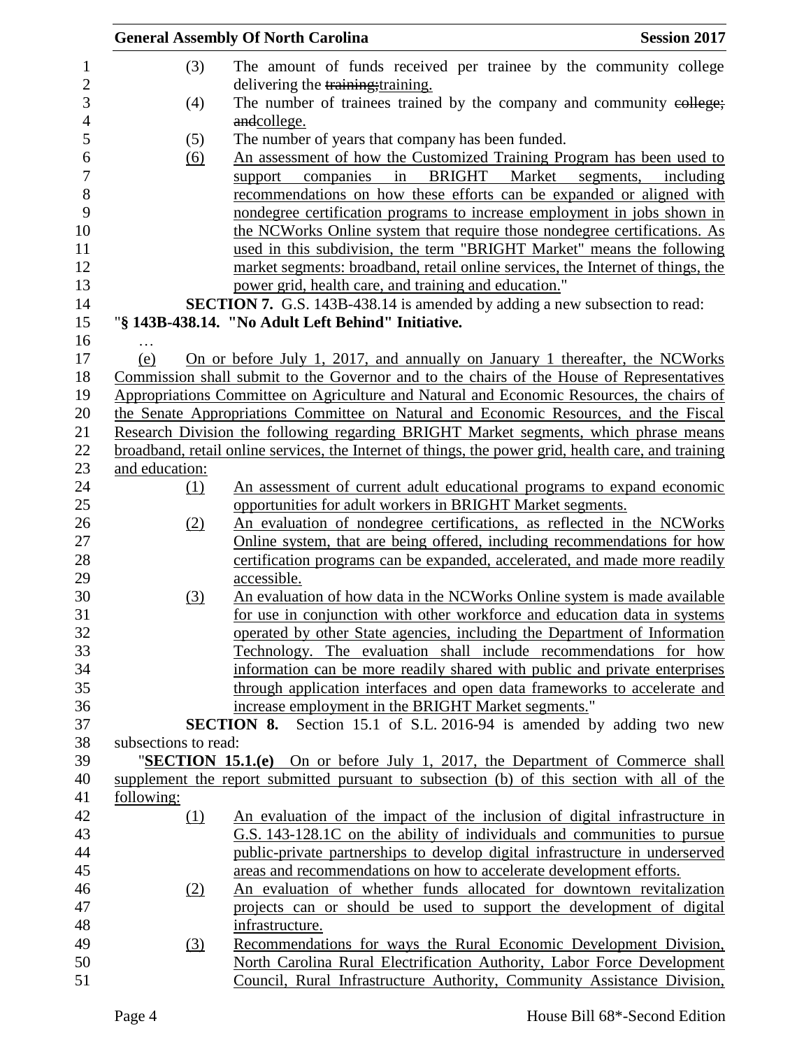(3) The amount of funds received per trainee by the community college delivering the ~~training;~~training.

(4) The number of trainees trained by the company and community ~~college; and~~college.

(5) The number of years that company has been funded.

(6) An assessment of how the Customized Training Program has been used to support companies in BRIGHT Market segments, including recommendations on how these efforts can be expanded or aligned with nondegree certification programs to increase employment in jobs shown in the NCWorks Online system that require those nondegree certifications. As used in this subdivision, the term "BRIGHT Market" means the following market segments: broadband, retail online services, the Internet of things, the power grid, health care, and training and education."

**SECTION 7.** G.S. 143B-438.14 is amended by adding a new subsection to read:

"**§ 143B-438.14. "No Adult Left Behind" Initiative.**

…

(e) On or before July 1, 2017, and annually on January 1 thereafter, the NCWorks Commission shall submit to the Governor and to the chairs of the House of Representatives Appropriations Committee on Agriculture and Natural and Economic Resources, the chairs of the Senate Appropriations Committee on Natural and Economic Resources, and the Fiscal Research Division the following regarding BRIGHT Market segments, which phrase means broadband, retail online services, the Internet of things, the power grid, health care, and training and education:

(1) An assessment of current adult educational programs to expand economic opportunities for adult workers in BRIGHT Market segments.

(2) An evaluation of nondegree certifications, as reflected in the NCWorks Online system, that are being offered, including recommendations for how certification programs can be expanded, accelerated, and made more readily accessible.

(3) An evaluation of how data in the NCWorks Online system is made available for use in conjunction with other workforce and education data in systems operated by other State agencies, including the Department of Information Technology. The evaluation shall include recommendations for how information can be more readily shared with public and private enterprises through application interfaces and open data frameworks to accelerate and increase employment in the BRIGHT Market segments."

**SECTION 8.** Section 15.1 of S.L. 2016-94 is amended by adding two new subsections to read:

"**SECTION 15.1.(e)** On or before July 1, 2017, the Department of Commerce shall supplement the report submitted pursuant to subsection (b) of this section with all of the following:

(1) An evaluation of the impact of the inclusion of digital infrastructure in G.S. 143-128.1C on the ability of individuals and communities to pursue public-private partnerships to develop digital infrastructure in underserved areas and recommendations on how to accelerate development efforts.

(2) An evaluation of whether funds allocated for downtown revitalization projects can or should be used to support the development of digital infrastructure.

(3) Recommendations for ways the Rural Economic Development Division, North Carolina Rural Electrification Authority, Labor Force Development Council, Rural Infrastructure Authority, Community Assistance Division,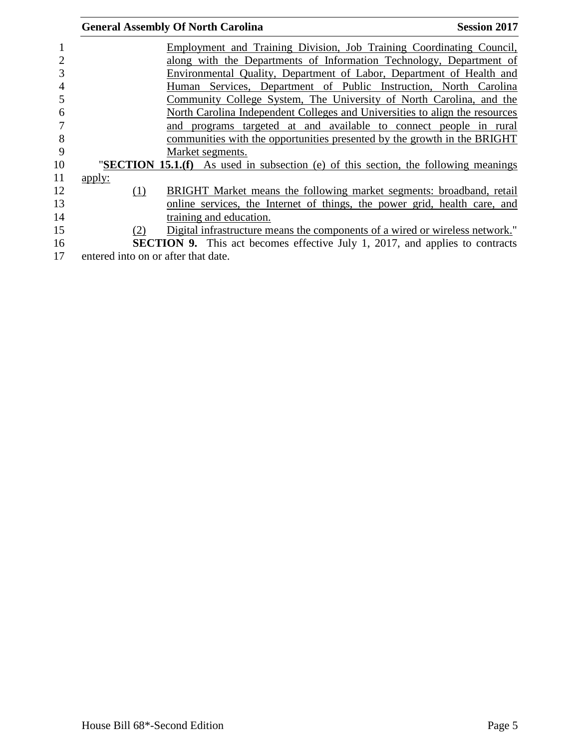Employment and Training Division, Job Training Coordinating Council, along with the Departments of Information Technology, Department of Environmental Quality, Department of Labor, Department of Health and Human Services, Department of Public Instruction, North Carolina Community College System, The University of North Carolina, and the North Carolina Independent Colleges and Universities to align the resources and programs targeted at and available to connect people in rural communities with the opportunities presented by the growth in the BRIGHT Market segments.

"**SECTION 15.1.(f)** As used in subsection (e) of this section, the following meanings apply:

(1) BRIGHT Market means the following market segments: broadband, retail online services, the Internet of things, the power grid, health care, and training and education.

(2) Digital infrastructure means the components of a wired or wireless network."

**SECTION 9.** This act becomes effective July 1, 2017, and applies to contracts entered into on or after that date.